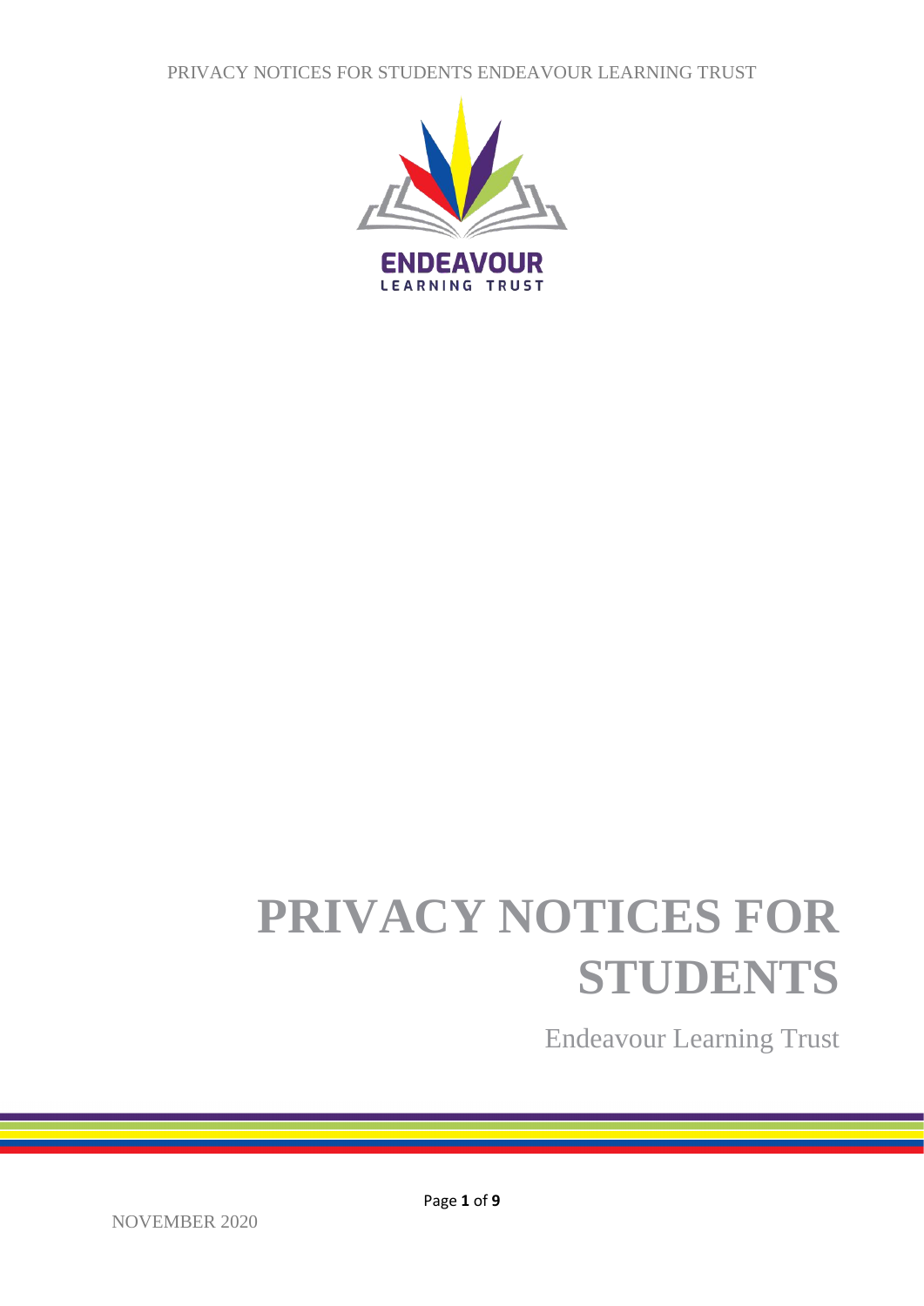ENDEAVOUR
LEARNING TRUST

# PRIVACY NOTICES FOR STUDENTS

Endeavour Learning Trust

NOVEMBER 2020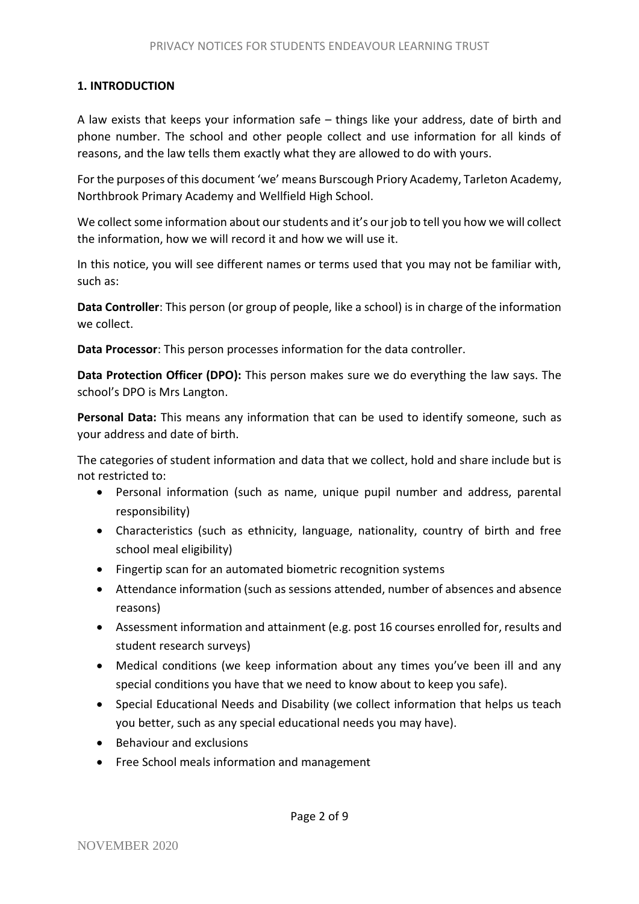## 1. INTRODUCTION

A law exists that keeps your information safe – things like your address, date of birth and phone number. The school and other people collect and use information for all kinds of reasons, and the law tells them exactly what they are allowed to do with yours.

For the purposes of this document 'we' means Burscough Priory Academy, Tarleton Academy, Northbrook Primary Academy and Wellfield High School.

We collect some information about our students and it's our job to tell you how we will collect the information, how we will record it and how we will use it.

In this notice, you will see different names or terms used that you may not be familiar with, such as:

**Data Controller**: This person (or group of people, like a school) is in charge of the information we collect.

**Data Processor**: This person processes information for the data controller.

**Data Protection Officer (DPO):** This person makes sure we do everything the law says. The school's DPO is Mrs Langton.

**Personal Data:** This means any information that can be used to identify someone, such as your address and date of birth.

The categories of student information and data that we collect, hold and share include but is not restricted to:

- Personal information (such as name, unique pupil number and address, parental responsibility)
- Characteristics (such as ethnicity, language, nationality, country of birth and free school meal eligibility)
- Fingertip scan for an automated biometric recognition systems
- Attendance information (such as sessions attended, number of absences and absence reasons)
- Assessment information and attainment (e.g. post 16 courses enrolled for, results and student research surveys)
- Medical conditions (we keep information about any times you've been ill and any special conditions you have that we need to know about to keep you safe).
- Special Educational Needs and Disability (we collect information that helps us teach you better, such as any special educational needs you may have).
- Behaviour and exclusions
- Free School meals information and management

NOVEMBER 2020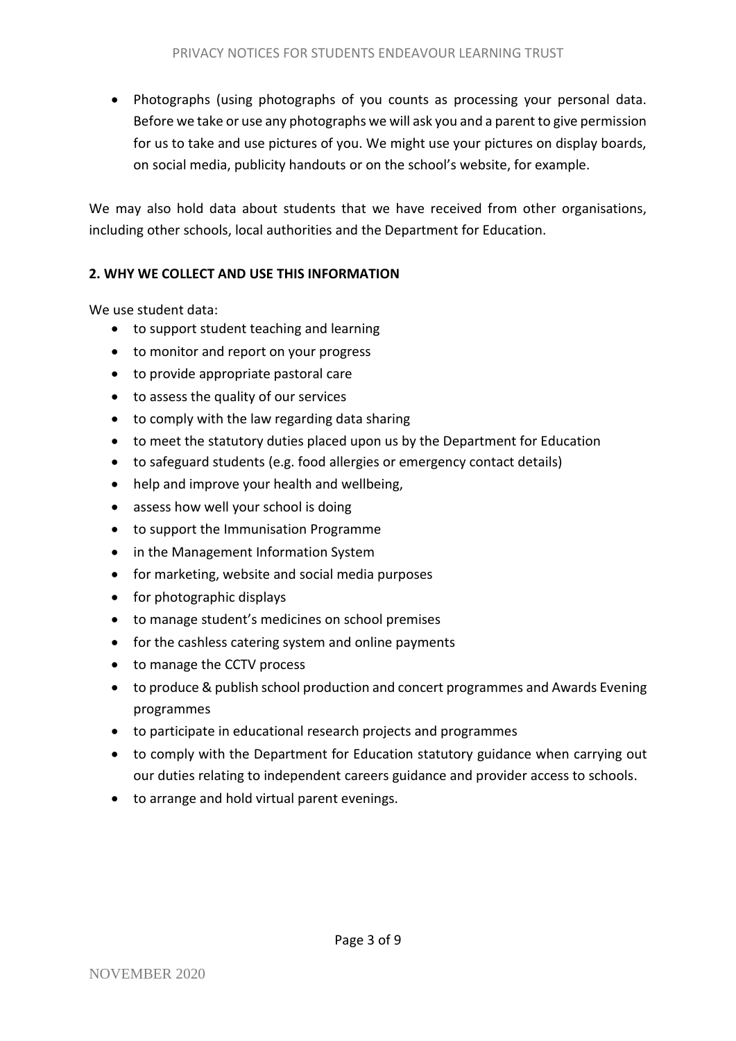- Photographs (using photographs of you counts as processing your personal data. Before we take or use any photographs we will ask you and a parent to give permission for us to take and use pictures of you. We might use your pictures on display boards, on social media, publicity handouts or on the school's website, for example.

We may also hold data about students that we have received from other organisations, including other schools, local authorities and the Department for Education.

**2. WHY WE COLLECT AND USE THIS INFORMATION**

We use student data:

- to support student teaching and learning
- to monitor and report on your progress
- to provide appropriate pastoral care
- to assess the quality of our services
- to comply with the law regarding data sharing
- to meet the statutory duties placed upon us by the Department for Education
- to safeguard students (e.g. food allergies or emergency contact details)
- help and improve your health and wellbeing,
- assess how well your school is doing
- to support the Immunisation Programme
- in the Management Information System
- for marketing, website and social media purposes
- for photographic displays
- to manage student's medicines on school premises
- for the cashless catering system and online payments
- to manage the CCTV process
- to produce & publish school production and concert programmes and Awards Evening programmes
- to participate in educational research projects and programmes
- to comply with the Department for Education statutory guidance when carrying out our duties relating to independent careers guidance and provider access to schools.
- to arrange and hold virtual parent evenings.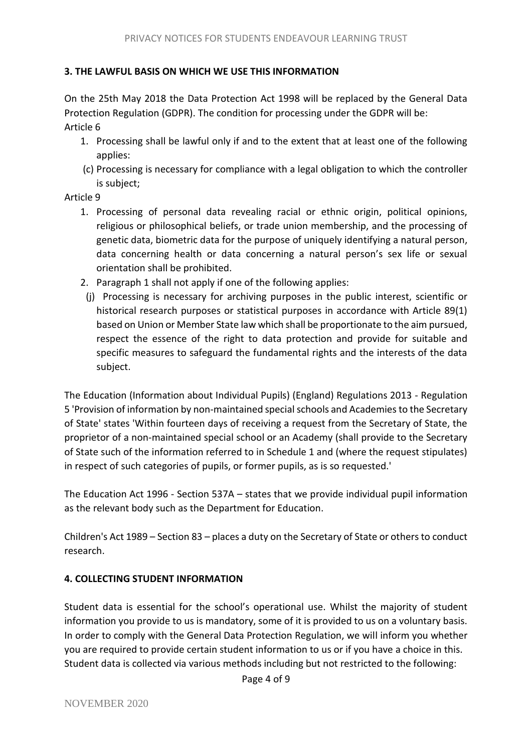## 3. THE LAWFUL BASIS ON WHICH WE USE THIS INFORMATION

On the 25th May 2018 the Data Protection Act 1998 will be replaced by the General Data Protection Regulation (GDPR). The condition for processing under the GDPR will be:
Article 6

1. Processing shall be lawful only if and to the extent that at least one of the following applies:

   (c) Processing is necessary for compliance with a legal obligation to which the controller is subject;

Article 9

1. Processing of personal data revealing racial or ethnic origin, political opinions, religious or philosophical beliefs, or trade union membership, and the processing of genetic data, biometric data for the purpose of uniquely identifying a natural person, data concerning health or data concerning a natural person's sex life or sexual orientation shall be prohibited.
2. Paragraph 1 shall not apply if one of the following applies:

   (j) Processing is necessary for archiving purposes in the public interest, scientific or historical research purposes or statistical purposes in accordance with Article 89(1) based on Union or Member State law which shall be proportionate to the aim pursued, respect the essence of the right to data protection and provide for suitable and specific measures to safeguard the fundamental rights and the interests of the data subject.

The Education (Information about Individual Pupils) (England) Regulations 2013 - Regulation 5 'Provision of information by non-maintained special schools and Academies to the Secretary of State' states 'Within fourteen days of receiving a request from the Secretary of State, the proprietor of a non-maintained special school or an Academy (shall provide to the Secretary of State such of the information referred to in Schedule 1 and (where the request stipulates) in respect of such categories of pupils, or former pupils, as is so requested.'

The Education Act 1996 - Section 537A – states that we provide individual pupil information as the relevant body such as the Department for Education.

Children's Act 1989 – Section 83 – places a duty on the Secretary of State or others to conduct research.

## 4. COLLECTING STUDENT INFORMATION

Student data is essential for the school's operational use. Whilst the majority of student information you provide to us is mandatory, some of it is provided to us on a voluntary basis. In order to comply with the General Data Protection Regulation, we will inform you whether you are required to provide certain student information to us or if you have a choice in this. Student data is collected via various methods including but not restricted to the following: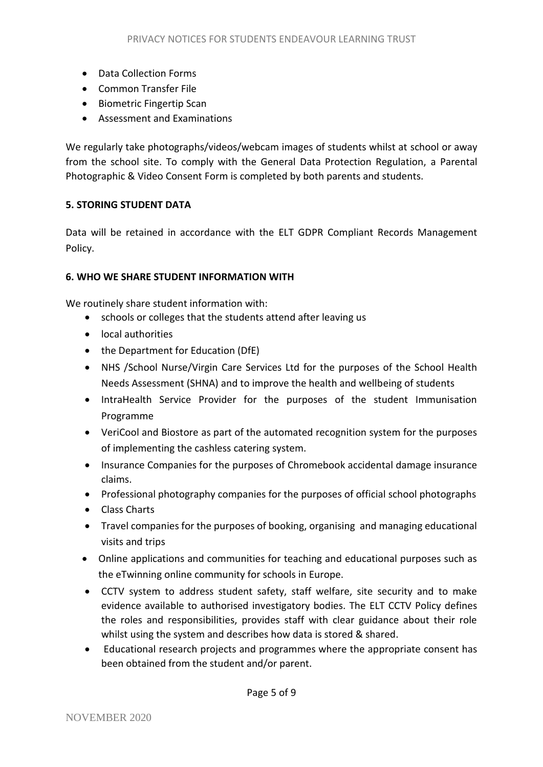- Data Collection Forms
- Common Transfer File
- Biometric Fingertip Scan
- Assessment and Examinations

We regularly take photographs/videos/webcam images of students whilst at school or away from the school site. To comply with the General Data Protection Regulation, a Parental Photographic & Video Consent Form is completed by both parents and students.

**5. STORING STUDENT DATA**

Data will be retained in accordance with the ELT GDPR Compliant Records Management Policy.

**6. WHO WE SHARE STUDENT INFORMATION WITH**

We routinely share student information with:

- schools or colleges that the students attend after leaving us
- local authorities
- the Department for Education (DfE)
- NHS /School Nurse/Virgin Care Services Ltd for the purposes of the School Health Needs Assessment (SHNA) and to improve the health and wellbeing of students
- IntraHealth Service Provider for the purposes of the student Immunisation Programme
- VeriCool and Biostore as part of the automated recognition system for the purposes of implementing the cashless catering system.
- Insurance Companies for the purposes of Chromebook accidental damage insurance claims.
- Professional photography companies for the purposes of official school photographs
- Class Charts
- Travel companies for the purposes of booking, organising and managing educational visits and trips
- Online applications and communities for teaching and educational purposes such as the eTwinning online community for schools in Europe.
- CCTV system to address student safety, staff welfare, site security and to make evidence available to authorised investigatory bodies. The ELT CCTV Policy defines the roles and responsibilities, provides staff with clear guidance about their role whilst using the system and describes how data is stored & shared.
- Educational research projects and programmes where the appropriate consent has been obtained from the student and/or parent.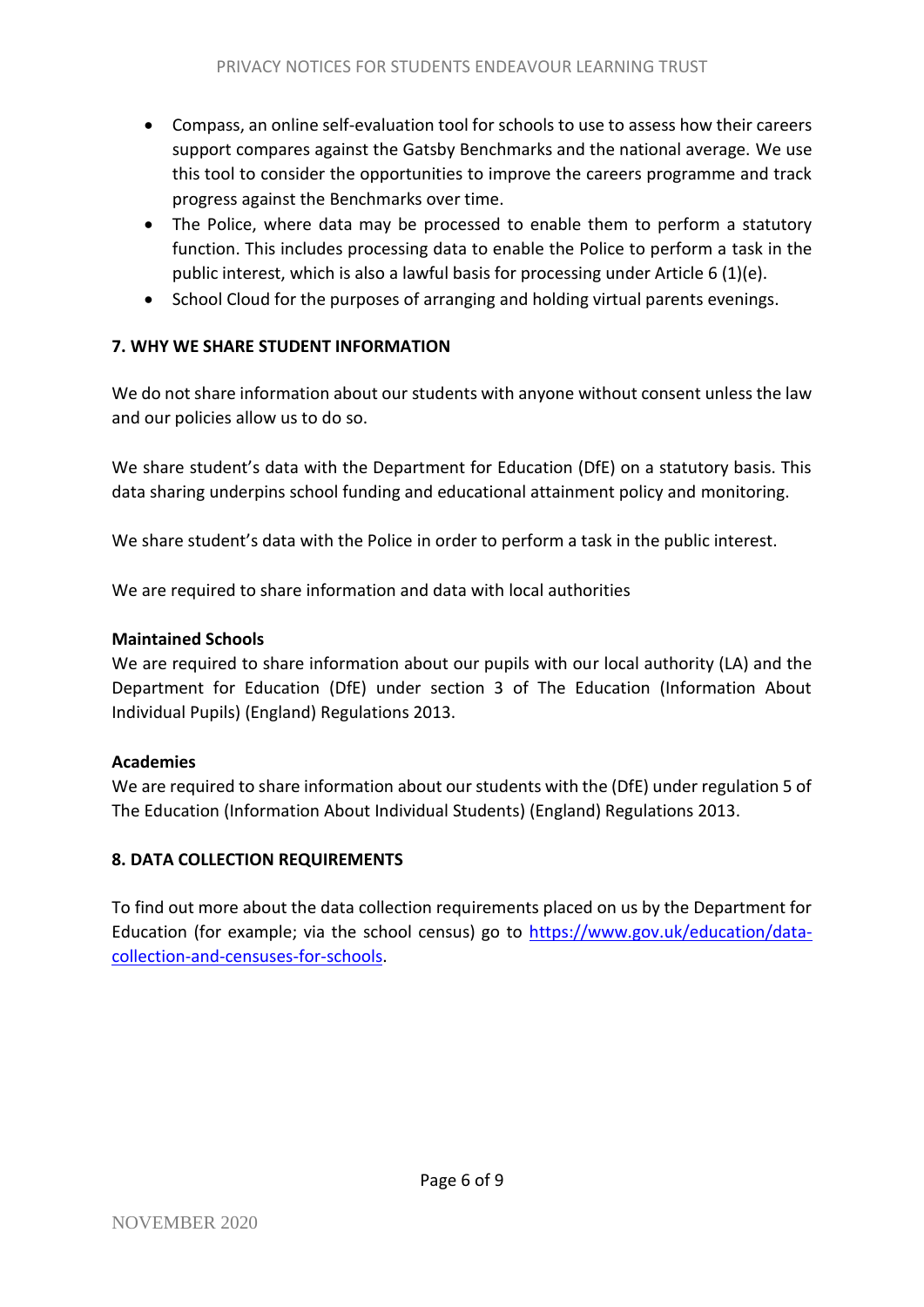- Compass, an online self-evaluation tool for schools to use to assess how their careers support compares against the Gatsby Benchmarks and the national average. We use this tool to consider the opportunities to improve the careers programme and track progress against the Benchmarks over time.
- The Police, where data may be processed to enable them to perform a statutory function. This includes processing data to enable the Police to perform a task in the public interest, which is also a lawful basis for processing under Article 6 (1)(e).
- School Cloud for the purposes of arranging and holding virtual parents evenings.

**7. WHY WE SHARE STUDENT INFORMATION**

We do not share information about our students with anyone without consent unless the law and our policies allow us to do so.

We share student's data with the Department for Education (DfE) on a statutory basis. This data sharing underpins school funding and educational attainment policy and monitoring.

We share student's data with the Police in order to perform a task in the public interest.

We are required to share information and data with local authorities

**Maintained Schools**
We are required to share information about our pupils with our local authority (LA) and the Department for Education (DfE) under section 3 of The Education (Information About Individual Pupils) (England) Regulations 2013.

**Academies**
We are required to share information about our students with the (DfE) under regulation 5 of The Education (Information About Individual Students) (England) Regulations 2013.

**8. DATA COLLECTION REQUIREMENTS**

To find out more about the data collection requirements placed on us by the Department for Education (for example; via the school census) go to [https://www.gov.uk/education/data-collection-and-censuses-for-schools](https://www.gov.uk/education/data-collection-and-censuses-for-schools).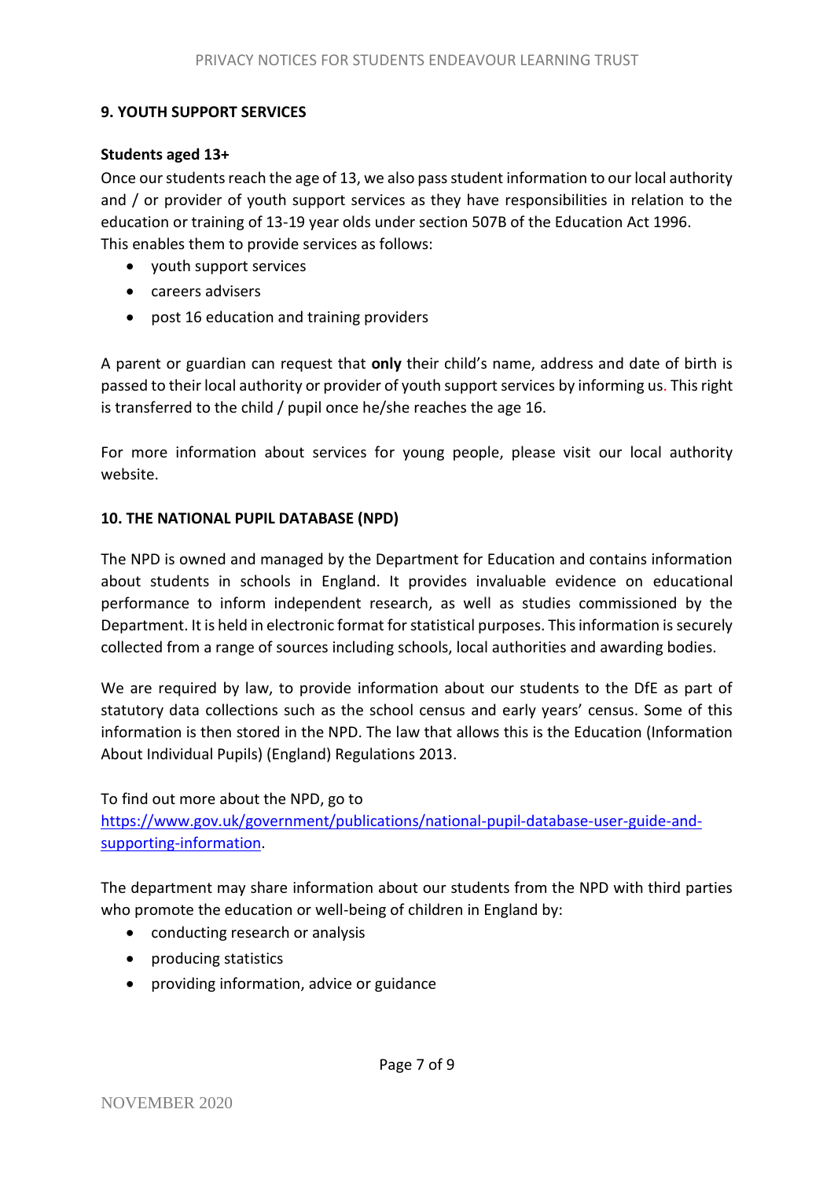## 9. YOUTH SUPPORT SERVICES

**Students aged 13+**

Once our students reach the age of 13, we also pass student information to our local authority and / or provider of youth support services as they have responsibilities in relation to the education or training of 13-19 year olds under section 507B of the Education Act 1996. This enables them to provide services as follows:

- youth support services
- careers advisers
- post 16 education and training providers

A parent or guardian can request that **only** their child's name, address and date of birth is passed to their local authority or provider of youth support services by informing us. This right is transferred to the child / pupil once he/she reaches the age 16.

For more information about services for young people, please visit our local authority website.

## 10. THE NATIONAL PUPIL DATABASE (NPD)

The NPD is owned and managed by the Department for Education and contains information about students in schools in England. It provides invaluable evidence on educational performance to inform independent research, as well as studies commissioned by the Department. It is held in electronic format for statistical purposes. This information is securely collected from a range of sources including schools, local authorities and awarding bodies.

We are required by law, to provide information about our students to the DfE as part of statutory data collections such as the school census and early years' census. Some of this information is then stored in the NPD. The law that allows this is the Education (Information About Individual Pupils) (England) Regulations 2013.

To find out more about the NPD, go to [https://www.gov.uk/government/publications/national-pupil-database-user-guide-and-supporting-information](https://www.gov.uk/government/publications/national-pupil-database-user-guide-and-supporting-information).

The department may share information about our students from the NPD with third parties who promote the education or well-being of children in England by:

- conducting research or analysis
- producing statistics
- providing information, advice or guidance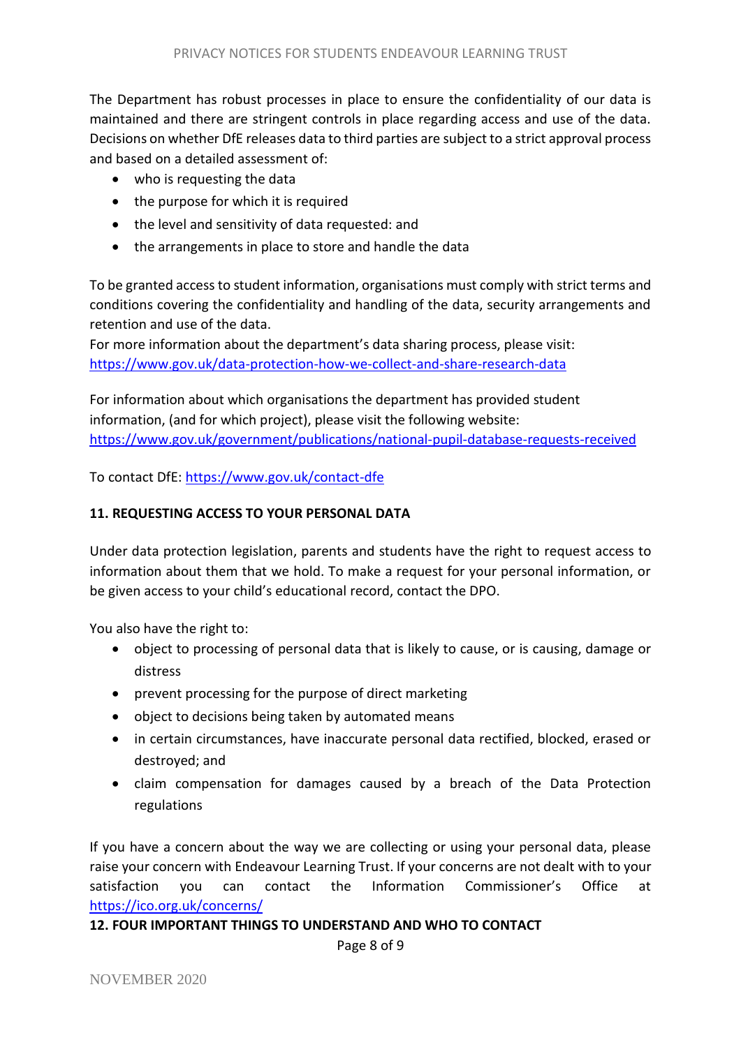The Department has robust processes in place to ensure the confidentiality of our data is maintained and there are stringent controls in place regarding access and use of the data. Decisions on whether DfE releases data to third parties are subject to a strict approval process and based on a detailed assessment of:

- who is requesting the data
- the purpose for which it is required
- the level and sensitivity of data requested: and
- the arrangements in place to store and handle the data

To be granted access to student information, organisations must comply with strict terms and conditions covering the confidentiality and handling of the data, security arrangements and retention and use of the data.
For more information about the department's data sharing process, please visit: https://www.gov.uk/data-protection-how-we-collect-and-share-research-data

For information about which organisations the department has provided student information, (and for which project), please visit the following website: https://www.gov.uk/government/publications/national-pupil-database-requests-received

To contact DfE: https://www.gov.uk/contact-dfe

**11. REQUESTING ACCESS TO YOUR PERSONAL DATA**

Under data protection legislation, parents and students have the right to request access to information about them that we hold. To make a request for your personal information, or be given access to your child's educational record, contact the DPO.

You also have the right to:

- object to processing of personal data that is likely to cause, or is causing, damage or distress
- prevent processing for the purpose of direct marketing
- object to decisions being taken by automated means
- in certain circumstances, have inaccurate personal data rectified, blocked, erased or destroyed; and
- claim compensation for damages caused by a breach of the Data Protection regulations

If you have a concern about the way we are collecting or using your personal data, please raise your concern with Endeavour Learning Trust. If your concerns are not dealt with to your satisfaction you can contact the Information Commissioner's Office at https://ico.org.uk/concerns/

**12. FOUR IMPORTANT THINGS TO UNDERSTAND AND WHO TO CONTACT**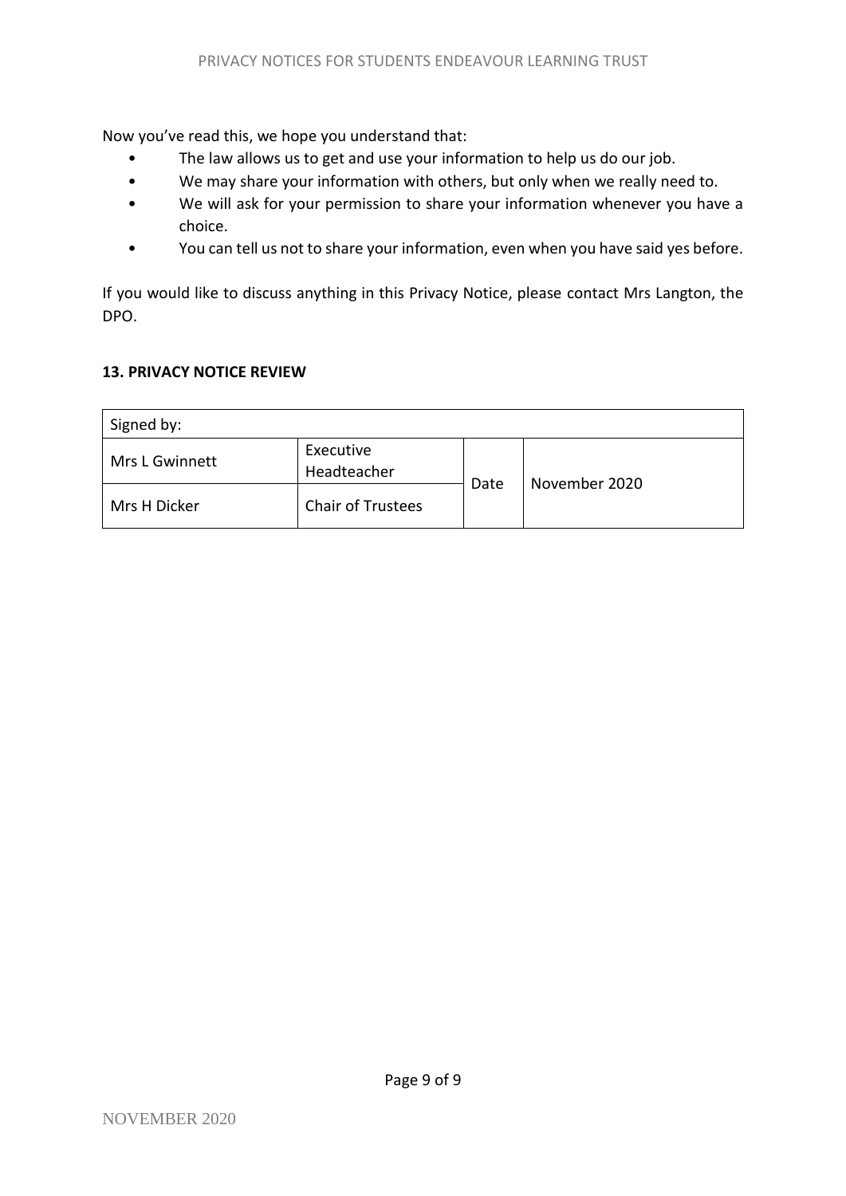Now you've read this, we hope you understand that:

- The law allows us to get and use your information to help us do our job.
- We may share your information with others, but only when we really need to.
- We will ask for your permission to share your information whenever you have a choice.
- You can tell us not to share your information, even when you have said yes before.

If you would like to discuss anything in this Privacy Notice, please contact Mrs Langton, the DPO.

**13. PRIVACY NOTICE REVIEW**

| Signed by: | | | |
|---|---|---|---|
| Mrs L Gwinnett | Executive Headteacher | Date | November 2020 |
| Mrs H Dicker | Chair of Trustees | | |